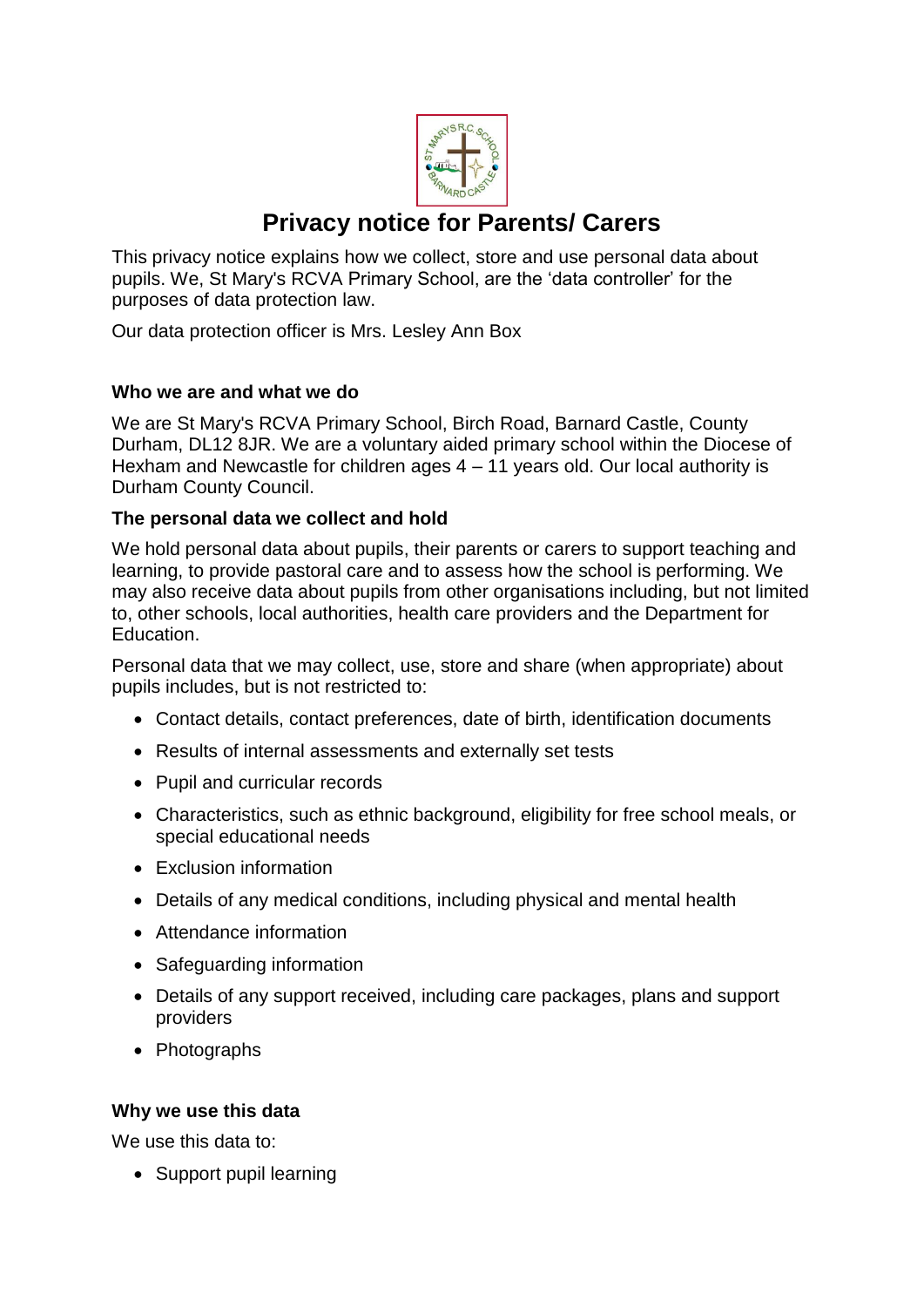# Privacy notice for Parents/ Carers

This privacy notice explains how we collect, store and use personal data about pupils. We, St Mary's RCVA Primary School, are the 'data controller' for the purposes of data protection law.

Our data protection officer is Mrs. Lesley Ann Box

### Who we are and what we do

We are St Mary's RCVA Primary School, Birch Road, Barnard Castle, County Durham, DL12 8JR. We are a voluntary aided primary school within the Diocese of Hexham and Newcastle for children ages 4 – 11 years old. Our local authority is Durham County Council.

### The personal data we collect and hold

We hold personal data about pupils, their parents or carers to support teaching and learning, to provide pastoral care and to assess how the school is performing. We may also receive data about pupils from other organisations including, but not limited to, other schools, local authorities, health care providers and the Department for Education.

Personal data that we may collect, use, store and share (when appropriate) about pupils includes, but is not restricted to:

- Contact details, contact preferences, date of birth, identification documents
- Results of internal assessments and externally set tests
- Pupil and curricular records
- Characteristics, such as ethnic background, eligibility for free school meals, or special educational needs
- Exclusion information
- Details of any medical conditions, including physical and mental health
- Attendance information
- Safeguarding information
- Details of any support received, including care packages, plans and support providers
- Photographs

### Why we use this data

We use this data to:

- Support pupil learning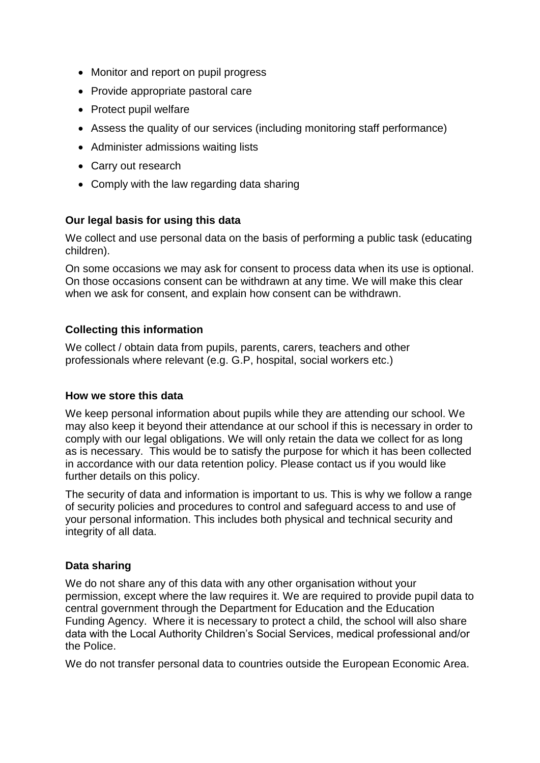- Monitor and report on pupil progress
- Provide appropriate pastoral care
- Protect pupil welfare
- Assess the quality of our services (including monitoring staff performance)
- Administer admissions waiting lists
- Carry out research
- Comply with the law regarding data sharing

**Our legal basis for using this data**

We collect and use personal data on the basis of performing a public task (educating children).

On some occasions we may ask for consent to process data when its use is optional. On those occasions consent can be withdrawn at any time. We will make this clear when we ask for consent, and explain how consent can be withdrawn.

**Collecting this information**

We collect / obtain data from pupils, parents, carers, teachers and other professionals where relevant (e.g. G.P, hospital, social workers etc.)

**How we store this data**

We keep personal information about pupils while they are attending our school. We may also keep it beyond their attendance at our school if this is necessary in order to comply with our legal obligations. We will only retain the data we collect for as long as is necessary. This would be to satisfy the purpose for which it has been collected in accordance with our data retention policy. Please contact us if you would like further details on this policy.

The security of data and information is important to us. This is why we follow a range of security policies and procedures to control and safeguard access to and use of your personal information. This includes both physical and technical security and integrity of all data.

**Data sharing**

We do not share any of this data with any other organisation without your permission, except where the law requires it. We are required to provide pupil data to central government through the Department for Education and the Education Funding Agency. Where it is necessary to protect a child, the school will also share data with the Local Authority Children's Social Services, medical professional and/or the Police.

We do not transfer personal data to countries outside the European Economic Area.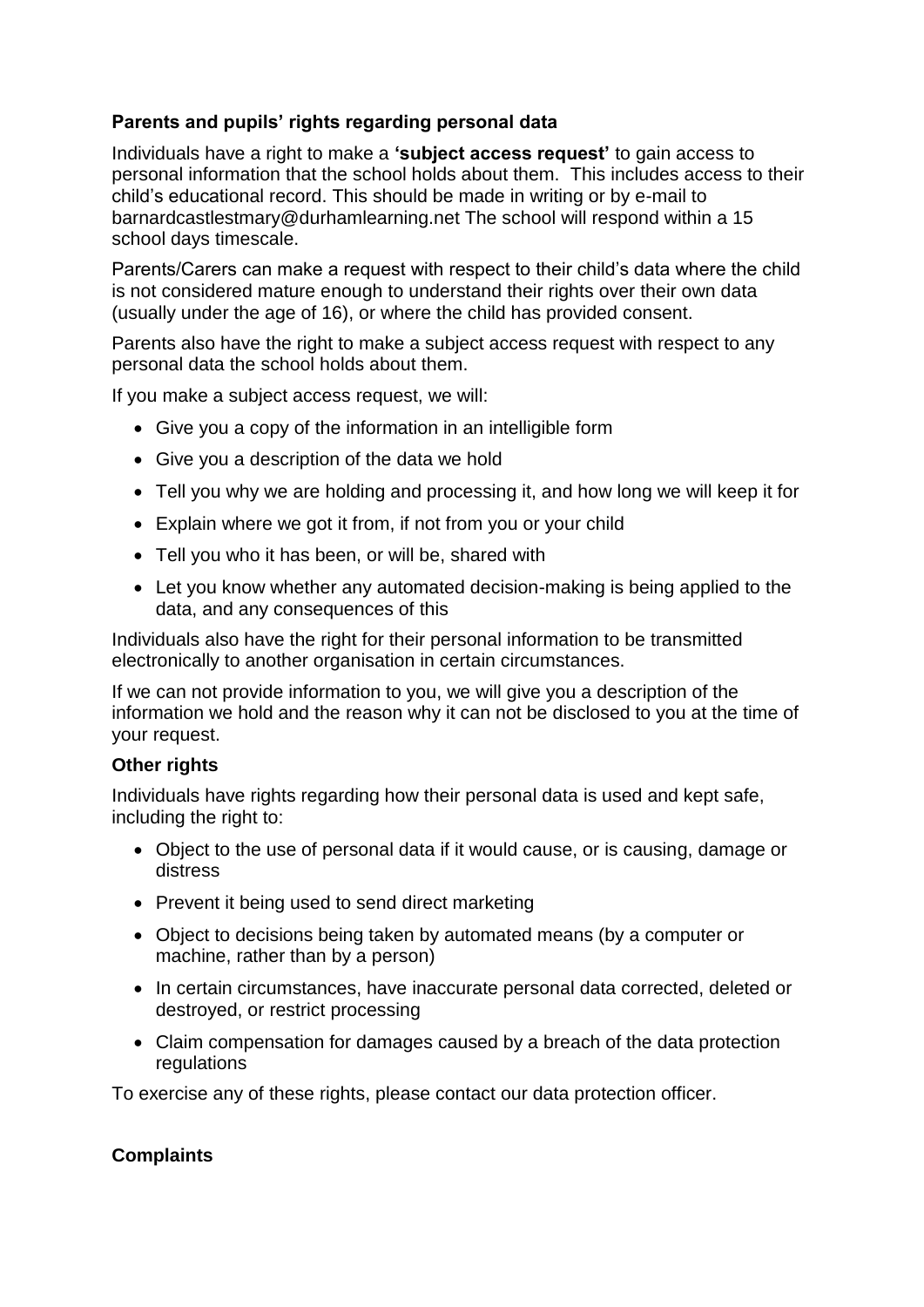**Parents and pupils' rights regarding personal data**

Individuals have a right to make a **'subject access request'** to gain access to personal information that the school holds about them. This includes access to their child's educational record. This should be made in writing or by e-mail to barnardcastlestmary@durhamlearning.net The school will respond within a 15 school days timescale.

Parents/Carers can make a request with respect to their child's data where the child is not considered mature enough to understand their rights over their own data (usually under the age of 16), or where the child has provided consent.

Parents also have the right to make a subject access request with respect to any personal data the school holds about them.

If you make a subject access request, we will:

- Give you a copy of the information in an intelligible form
- Give you a description of the data we hold
- Tell you why we are holding and processing it, and how long we will keep it for
- Explain where we got it from, if not from you or your child
- Tell you who it has been, or will be, shared with
- Let you know whether any automated decision-making is being applied to the data, and any consequences of this

Individuals also have the right for their personal information to be transmitted electronically to another organisation in certain circumstances.

If we can not provide information to you, we will give you a description of the information we hold and the reason why it can not be disclosed to you at the time of your request.

**Other rights**

Individuals have rights regarding how their personal data is used and kept safe, including the right to:

- Object to the use of personal data if it would cause, or is causing, damage or distress
- Prevent it being used to send direct marketing
- Object to decisions being taken by automated means (by a computer or machine, rather than by a person)
- In certain circumstances, have inaccurate personal data corrected, deleted or destroyed, or restrict processing
- Claim compensation for damages caused by a breach of the data protection regulations

To exercise any of these rights, please contact our data protection officer.

**Complaints**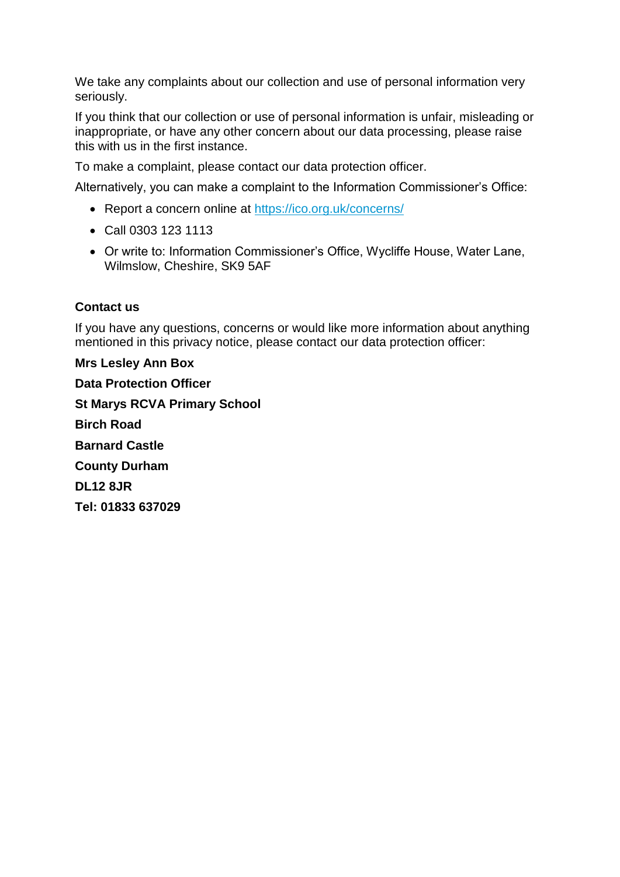We take any complaints about our collection and use of personal information very seriously.

If you think that our collection or use of personal information is unfair, misleading or inappropriate, or have any other concern about our data processing, please raise this with us in the first instance.

To make a complaint, please contact our data protection officer.

Alternatively, you can make a complaint to the Information Commissioner's Office:

- Report a concern online at [https://ico.org.uk/concerns/](https://ico.org.uk/concerns/)
- Call 0303 123 1113
- Or write to: Information Commissioner's Office, Wycliffe House, Water Lane, Wilmslow, Cheshire, SK9 5AF

**Contact us**

If you have any questions, concerns or would like more information about anything mentioned in this privacy notice, please contact our data protection officer:

**Mrs Lesley Ann Box**

**Data Protection Officer**

**St Marys RCVA Primary School**

**Birch Road**

**Barnard Castle**

**County Durham**

**DL12 8JR**

**Tel: 01833 637029**